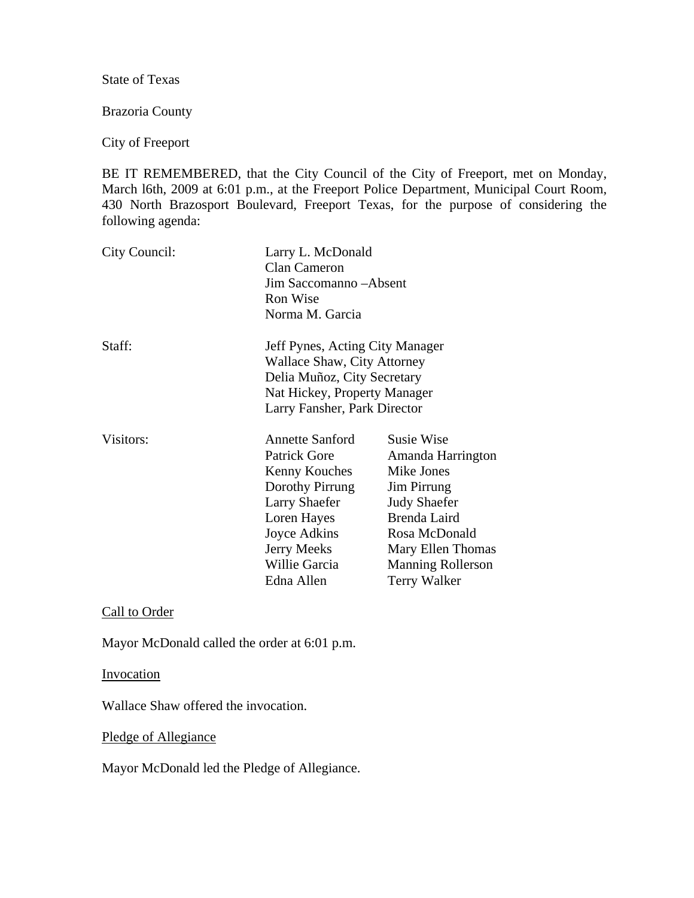State of Texas

Brazoria County

City of Freeport

BE IT REMEMBERED, that the City Council of the City of Freeport, met on Monday, March l6th, 2009 at 6:01 p.m., at the Freeport Police Department, Municipal Court Room, 430 North Brazosport Boulevard, Freeport Texas, for the purpose of considering the following agenda:

| | | |
|---|---|---|
| City Council: | Larry L. McDonald | |
| | Clan Cameron | |
| | Jim Saccomanno –Absent | |
| | Ron Wise | |
| | Norma M. Garcia | |
| Staff: | Jeff Pynes, Acting City Manager | |
| | Wallace Shaw, City Attorney | |
| | Delia Muñoz, City Secretary | |
| | Nat Hickey, Property Manager | |
| | Larry Fansher, Park Director | |
| Visitors: | Annette Sanford | Susie Wise |
| | Patrick Gore | Amanda Harrington |
| | Kenny Kouches | Mike Jones |
| | Dorothy Pirrung | Jim Pirrung |
| | Larry Shaefer | Judy Shaefer |
| | Loren Hayes | Brenda Laird |
| | Joyce Adkins | Rosa McDonald |
| | Jerry Meeks | Mary Ellen Thomas |
| | Willie Garcia | Manning Rollerson |
| | Edna Allen | Terry Walker |

<u>Call to Order</u>

Mayor McDonald called the order at 6:01 p.m.

<u>Invocation</u>

Wallace Shaw offered the invocation.

<u>Pledge of Allegiance</u>

Mayor McDonald led the Pledge of Allegiance.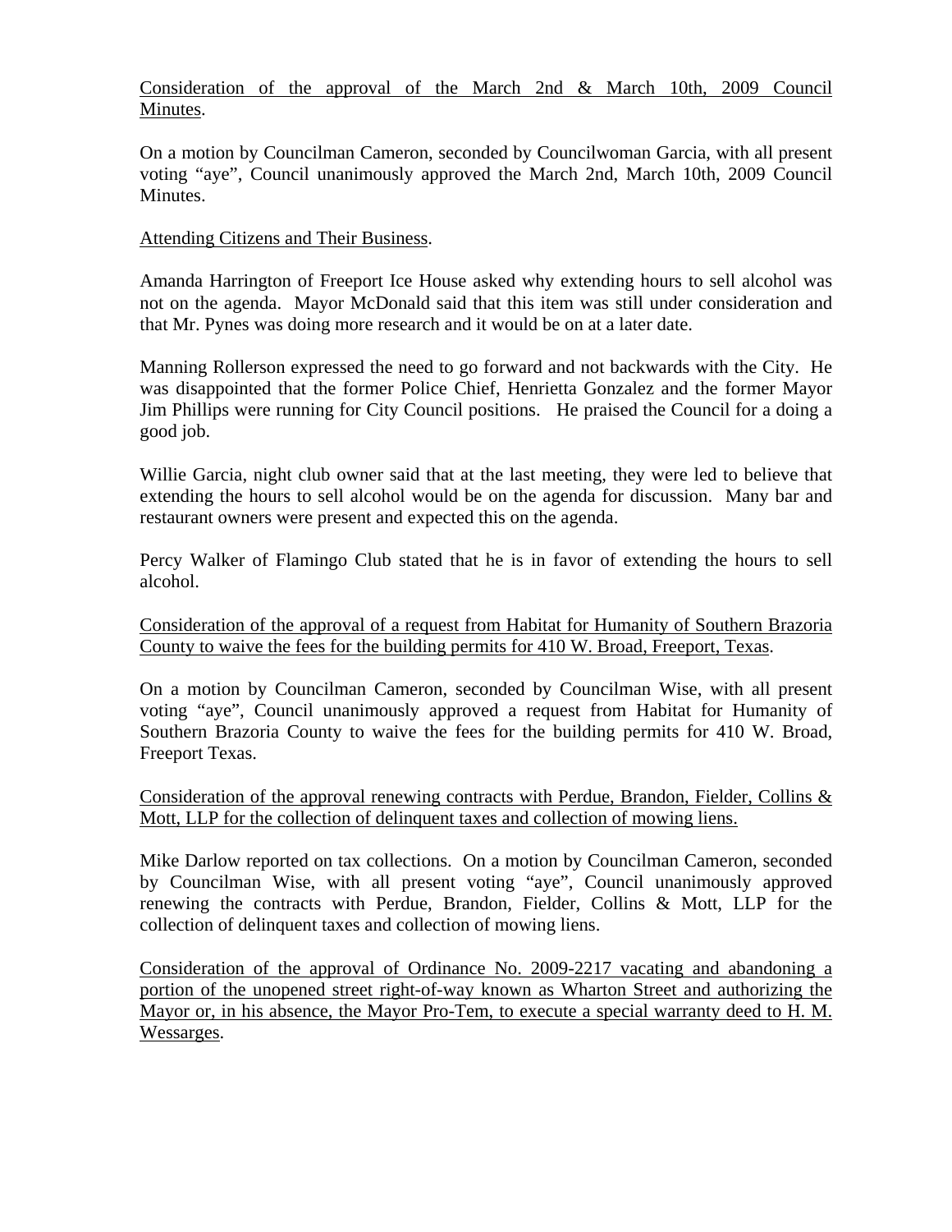<u>Consideration of the approval of the March 2nd & March 10th, 2009 Council Minutes</u>.

On a motion by Councilman Cameron, seconded by Councilwoman Garcia, with all present voting "aye", Council unanimously approved the March 2nd, March 10th, 2009 Council Minutes.

<u>Attending Citizens and Their Business</u>.

Amanda Harrington of Freeport Ice House asked why extending hours to sell alcohol was not on the agenda. Mayor McDonald said that this item was still under consideration and that Mr. Pynes was doing more research and it would be on at a later date.

Manning Rollerson expressed the need to go forward and not backwards with the City. He was disappointed that the former Police Chief, Henrietta Gonzalez and the former Mayor Jim Phillips were running for City Council positions. He praised the Council for a doing a good job.

Willie Garcia, night club owner said that at the last meeting, they were led to believe that extending the hours to sell alcohol would be on the agenda for discussion. Many bar and restaurant owners were present and expected this on the agenda.

Percy Walker of Flamingo Club stated that he is in favor of extending the hours to sell alcohol.

<u>Consideration of the approval of a request from Habitat for Humanity of Southern Brazoria County to waive the fees for the building permits for 410 W. Broad, Freeport, Texas</u>.

On a motion by Councilman Cameron, seconded by Councilman Wise, with all present voting "aye", Council unanimously approved a request from Habitat for Humanity of Southern Brazoria County to waive the fees for the building permits for 410 W. Broad, Freeport Texas.

<u>Consideration of the approval renewing contracts with Perdue, Brandon, Fielder, Collins & Mott, LLP for the collection of delinquent taxes and collection of mowing liens.</u>

Mike Darlow reported on tax collections. On a motion by Councilman Cameron, seconded by Councilman Wise, with all present voting "aye", Council unanimously approved renewing the contracts with Perdue, Brandon, Fielder, Collins & Mott, LLP for the collection of delinquent taxes and collection of mowing liens.

<u>Consideration of the approval of Ordinance No. 2009-2217 vacating and abandoning a portion of the unopened street right-of-way known as Wharton Street and authorizing the Mayor or, in his absence, the Mayor Pro-Tem, to execute a special warranty deed to H. M. Wessarges</u>.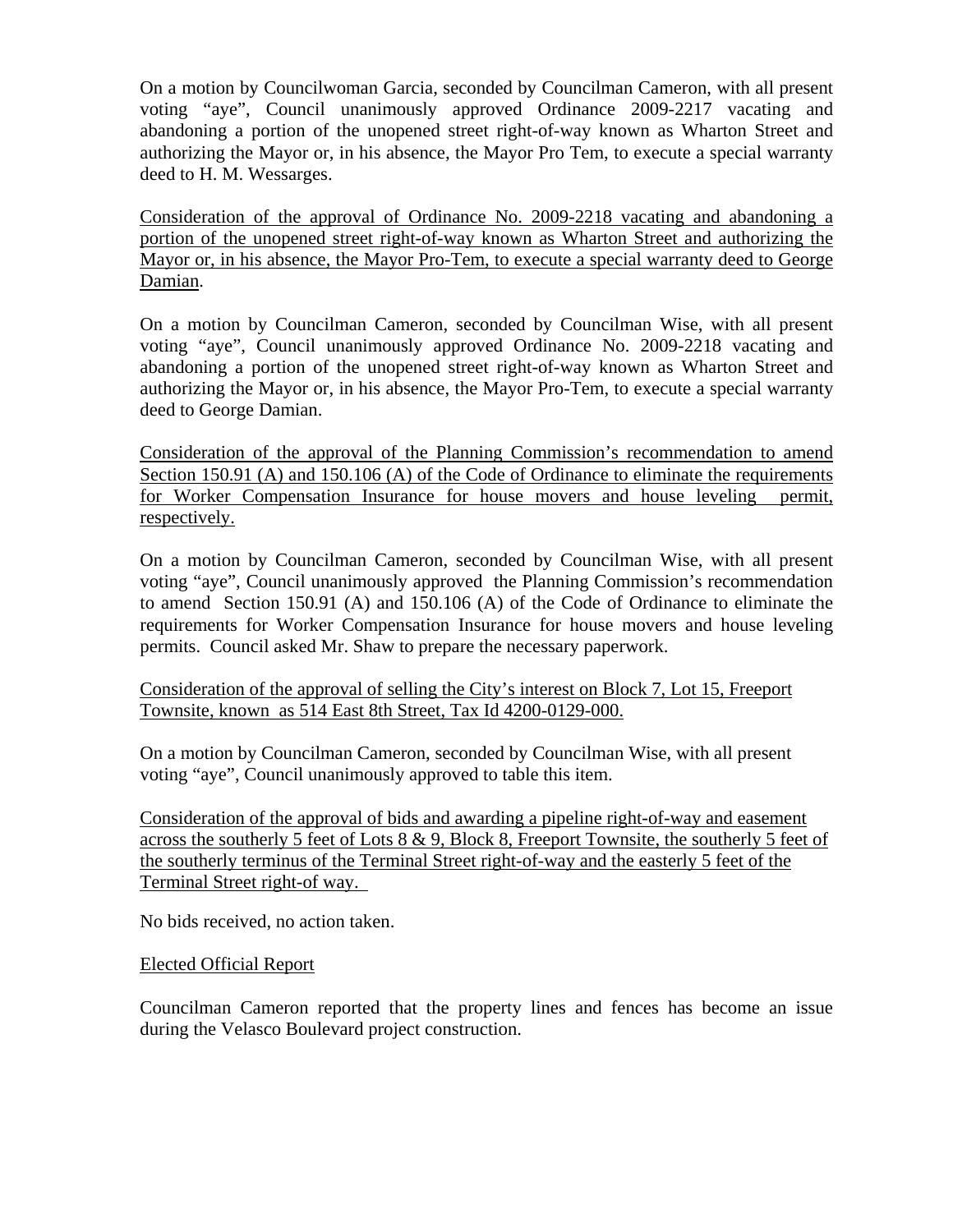On a motion by Councilwoman Garcia, seconded by Councilman Cameron, with all present voting "aye", Council unanimously approved Ordinance 2009-2217 vacating and abandoning a portion of the unopened street right-of-way known as Wharton Street and authorizing the Mayor or, in his absence, the Mayor Pro Tem, to execute a special warranty deed to H. M. Wessarges.

<u>Consideration of the approval of Ordinance No. 2009-2218 vacating and abandoning a portion of the unopened street right-of-way known as Wharton Street and authorizing the Mayor or, in his absence, the Mayor Pro-Tem, to execute a special warranty deed to George Damian</u>.

On a motion by Councilman Cameron, seconded by Councilman Wise, with all present voting "aye", Council unanimously approved Ordinance No. 2009-2218 vacating and abandoning a portion of the unopened street right-of-way known as Wharton Street and authorizing the Mayor or, in his absence, the Mayor Pro-Tem, to execute a special warranty deed to George Damian.

<u>Consideration of the approval of the Planning Commission's recommendation to amend Section 150.91 (A) and 150.106 (A) of the Code of Ordinance to eliminate the requirements for Worker Compensation Insurance for house movers and house leveling permit, respectively.</u>

On a motion by Councilman Cameron, seconded by Councilman Wise, with all present voting "aye", Council unanimously approved the Planning Commission's recommendation to amend Section 150.91 (A) and 150.106 (A) of the Code of Ordinance to eliminate the requirements for Worker Compensation Insurance for house movers and house leveling permits. Council asked Mr. Shaw to prepare the necessary paperwork.

<u>Consideration of the approval of selling the City's interest on Block 7, Lot 15, Freeport Townsite, known as 514 East 8th Street, Tax Id 4200-0129-000.</u>

On a motion by Councilman Cameron, seconded by Councilman Wise, with all present voting "aye", Council unanimously approved to table this item.

<u>Consideration of the approval of bids and awarding a pipeline right-of-way and easement across the southerly 5 feet of Lots 8 & 9, Block 8, Freeport Townsite, the southerly 5 feet of the southerly terminus of the Terminal Street right-of-way and the easterly 5 feet of the Terminal Street right-of way.</u>

No bids received, no action taken.

<u>Elected Official Report</u>

Councilman Cameron reported that the property lines and fences has become an issue during the Velasco Boulevard project construction.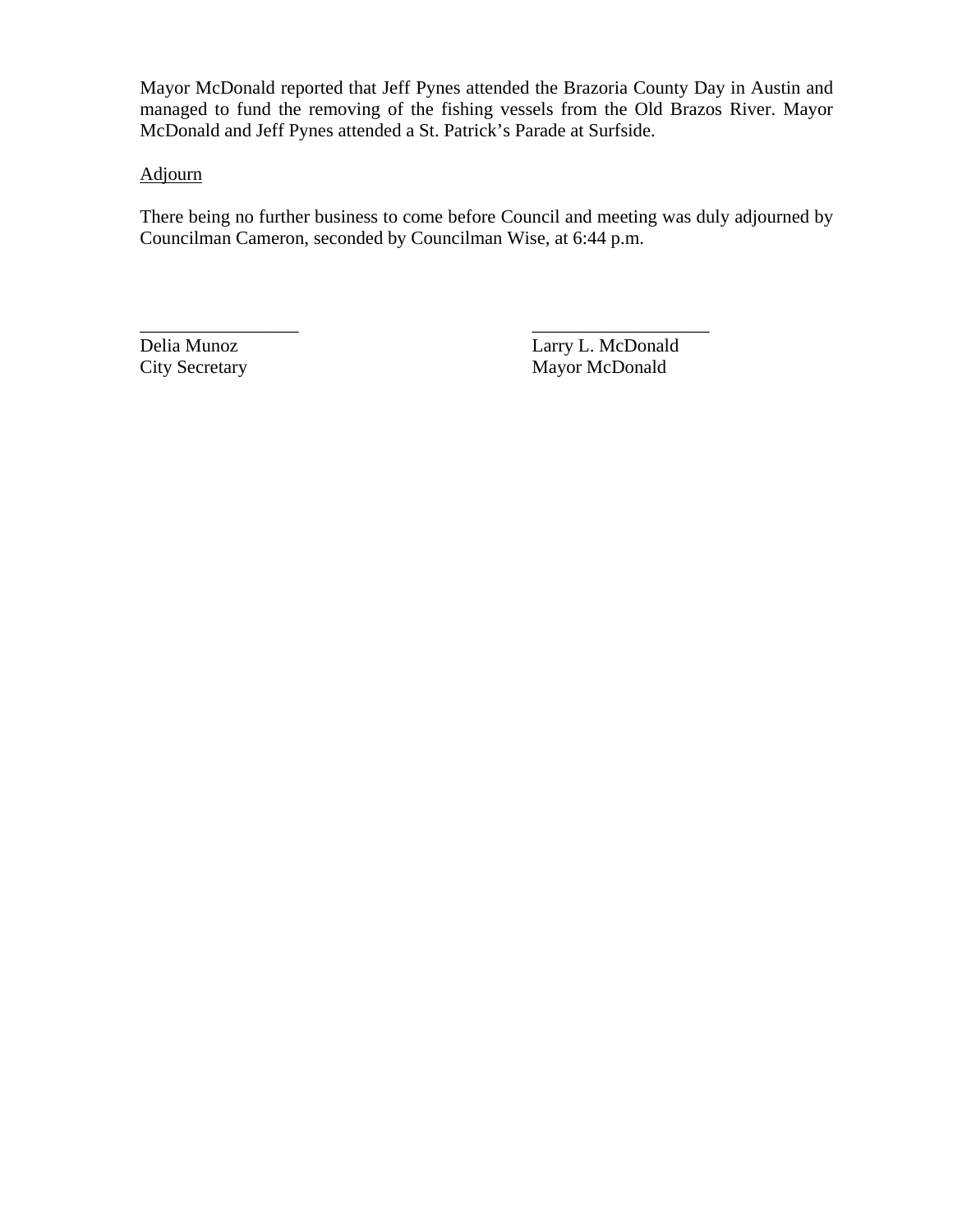Mayor McDonald reported that Jeff Pynes attended the Brazoria County Day in Austin and managed to fund the removing of the fishing vessels from the Old Brazos River. Mayor McDonald and Jeff Pynes attended a St. Patrick's Parade at Surfside.

<u>Adjourn</u>

There being no further business to come before Council and meeting was duly adjourned by Councilman Cameron, seconded by Councilman Wise, at 6:44 p.m.

| | |
|---|---|
| _________________ | ___________________ |
| Delia Munoz | Larry L. McDonald |
| City Secretary | Mayor McDonald |